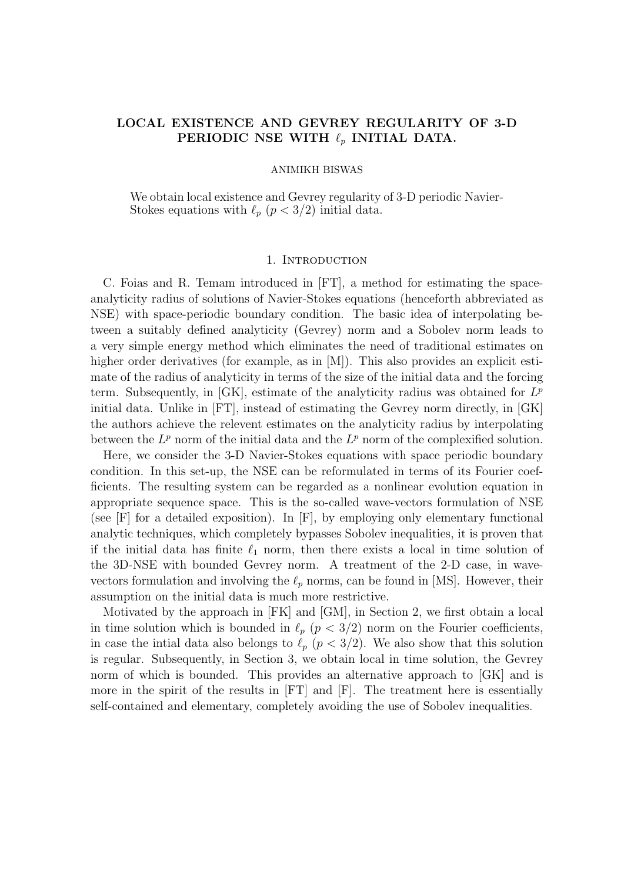# LOCAL EXISTENCE AND GEVREY REGULARITY OF 3-D PERIODIC NSE WITH $\ell_p$ INITIAL DATA.

ANIMIKH BISWAS

We obtain local existence and Gevrey regularity of 3-D periodic Navier-Stokes equations with $\ell_p$ ($p < 3/2$) initial data.

## 1. Introduction

C. Foias and R. Temam introduced in [FT], a method for estimating the space-analyticity radius of solutions of Navier-Stokes equations (henceforth abbreviated as NSE) with space-periodic boundary condition. The basic idea of interpolating between a suitably defined analyticity (Gevrey) norm and a Sobolev norm leads to a very simple energy method which eliminates the need of traditional estimates on higher order derivatives (for example, as in [M]). This also provides an explicit estimate of the radius of analyticity in terms of the size of the initial data and the forcing term. Subsequently, in [GK], estimate of the analyticity radius was obtained for $L^p$ initial data. Unlike in [FT], instead of estimating the Gevrey norm directly, in [GK] the authors achieve the relevent estimates on the analyticity radius by interpolating between the $L^p$ norm of the initial data and the $L^p$ norm of the complexified solution.

Here, we consider the 3-D Navier-Stokes equations with space periodic boundary condition. In this set-up, the NSE can be reformulated in terms of its Fourier coefficients. The resulting system can be regarded as a nonlinear evolution equation in appropriate sequence space. This is the so-called wave-vectors formulation of NSE (see [F] for a detailed exposition). In [F], by employing only elementary functional analytic techniques, which completely bypasses Sobolev inequalities, it is proven that if the initial data has finite $\ell_1$ norm, then there exists a local in time solution of the 3D-NSE with bounded Gevrey norm. A treatment of the 2-D case, in wave-vectors formulation and involving the $\ell_p$ norms, can be found in [MS]. However, their assumption on the initial data is much more restrictive.

Motivated by the approach in [FK] and [GM], in Section 2, we first obtain a local in time solution which is bounded in $\ell_p$ ($p < 3/2$) norm on the Fourier coefficients, in case the intial data also belongs to $\ell_p$ ($p < 3/2$). We also show that this solution is regular. Subsequently, in Section 3, we obtain local in time solution, the Gevrey norm of which is bounded. This provides an alternative approach to [GK] and is more in the spirit of the results in [FT] and [F]. The treatment here is essentially self-contained and elementary, completely avoiding the use of Sobolev inequalities.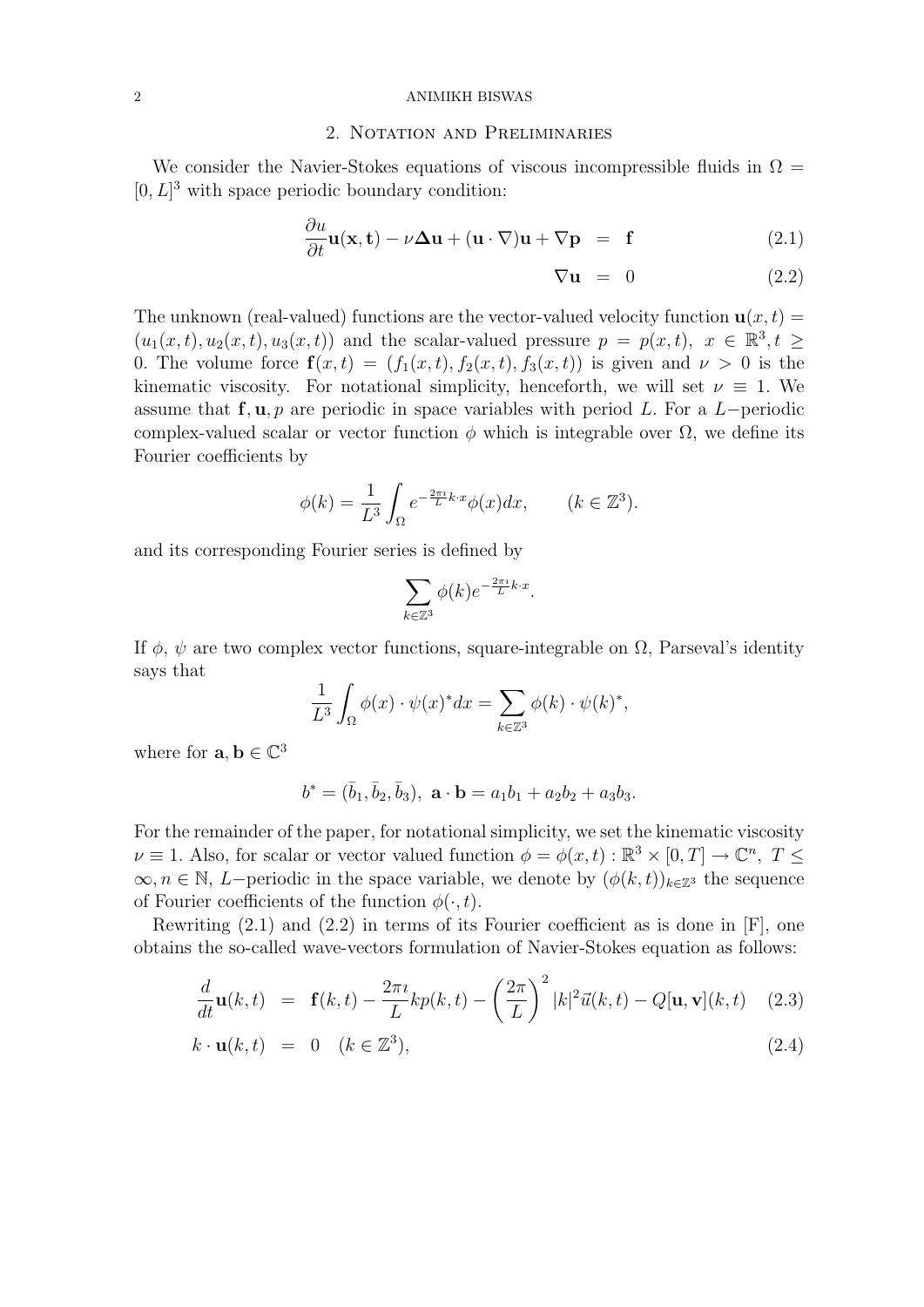## 2. Notation and Preliminaries

We consider the Navier-Stokes equations of viscous incompressible fluids in $\Omega = [0, L]^3$ with space periodic boundary condition:

$$\frac{\partial u}{\partial t}\mathbf{u}(\mathbf{x},\mathbf{t}) - \nu\mathbf{\Delta u} + (\mathbf{u}\cdot\nabla)\mathbf{u} + \nabla\mathbf{p} \;=\; \mathbf{f} \tag{2.1}$$

$$\nabla\mathbf{u} \;=\; 0 \tag{2.2}$$

The unknown (real-valued) functions are the vector-valued velocity function $\mathbf{u}(x,t) = (u_1(x,t), u_2(x,t), u_3(x,t))$ and the scalar-valued pressure $p = p(x,t)$, $x \in \mathbb{R}^3, t \geq 0$. The volume force $\mathbf{f}(x,t) = (f_1(x,t), f_2(x,t), f_3(x,t))$ is given and $\nu > 0$ is the kinematic viscosity. For notational simplicity, henceforth, we will set $\nu \equiv 1$. We assume that $\mathbf{f}, \mathbf{u}, p$ are periodic in space variables with period $L$. For a $L-$periodic complex-valued scalar or vector function $\phi$ which is integrable over $\Omega$, we define its Fourier coefficients by

$$\phi(k) = \frac{1}{L^3}\int_\Omega e^{-\frac{2\pi\imath}{L}k\cdot x}\phi(x)dx, \qquad (k \in \mathbb{Z}^3).$$

and its corresponding Fourier series is defined by

$$\sum_{k\in\mathbb{Z}^3}\phi(k)e^{-\frac{2\pi\imath}{L}k\cdot x}.$$

If $\phi$, $\psi$ are two complex vector functions, square-integrable on $\Omega$, Parseval's identity says that

$$\frac{1}{L^3}\int_\Omega \phi(x)\cdot\psi(x)^*dx = \sum_{k\in\mathbb{Z}^3}\phi(k)\cdot\psi(k)^*,$$

where for $\mathbf{a}, \mathbf{b} \in \mathbb{C}^3$

$$b^* = (\bar{b}_1, \bar{b}_2, \bar{b}_3),\ \mathbf{a}\cdot\mathbf{b} = a_1b_1 + a_2b_2 + a_3b_3.$$

For the remainder of the paper, for notational simplicity, we set the kinematic viscosity $\nu \equiv 1$. Also, for scalar or vector valued function $\phi = \phi(x,t) : \mathbb{R}^3 \times [0,T] \to \mathbb{C}^n,\ T \leq \infty, n \in \mathbb{N}$, $L-$periodic in the space variable, we denote by $(\phi(k,t))_{k\in\mathbb{Z}^3}$ the sequence of Fourier coefficients of the function $\phi(\cdot,t)$.

Rewriting (2.1) and (2.2) in terms of its Fourier coefficient as is done in [F], one obtains the so-called wave-vectors formulation of Navier-Stokes equation as follows:

$$\frac{d}{dt}\mathbf{u}(k,t) \;=\; \mathbf{f}(k,t) - \frac{2\pi\imath}{L}kp(k,t) - \left(\frac{2\pi}{L}\right)^2|k|^2\vec{u}(k,t) - Q[\mathbf{u},\mathbf{v}](k,t) \tag{2.3}$$

$$k\cdot\mathbf{u}(k,t) \;=\; 0 \quad (k\in\mathbb{Z}^3), \tag{2.4}$$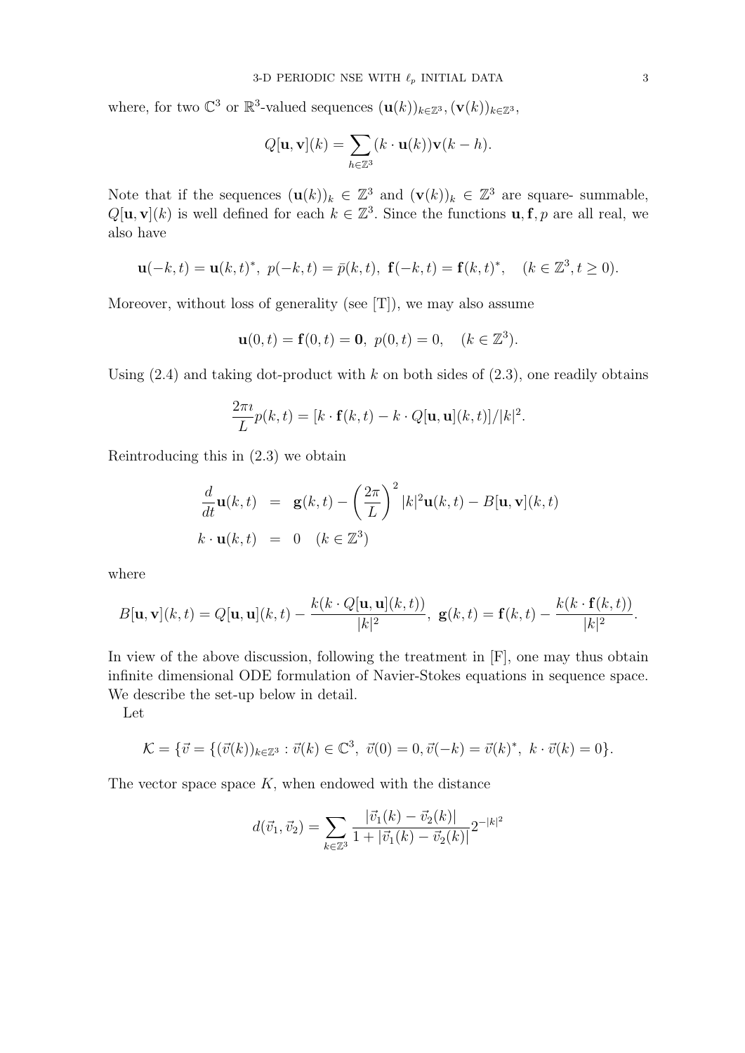where, for two $\mathbb{C}^3$ or $\mathbb{R}^3$-valued sequences $(\mathbf{u}(k))_{k\in\mathbb{Z}^3}, (\mathbf{v}(k))_{k\in\mathbb{Z}^3}$,

$$Q[\mathbf{u},\mathbf{v}](k) = \sum_{h\in\mathbb{Z}^3} (k\cdot \mathbf{u}(k))\mathbf{v}(k-h).$$

Note that if the sequences $(\mathbf{u}(k))_k \in \mathbb{Z}^3$ and $(\mathbf{v}(k))_k \in \mathbb{Z}^3$ are square- summable, $Q[\mathbf{u},\mathbf{v}](k)$ is well defined for each $k\in\mathbb{Z}^3$. Since the functions $\mathbf{u},\mathbf{f},p$ are all real, we also have

$$\mathbf{u}(-k,t) = \mathbf{u}(k,t)^*,\ p(-k,t) = \bar{p}(k,t),\ \mathbf{f}(-k,t) = \mathbf{f}(k,t)^*, \quad (k\in\mathbb{Z}^3, t\geq 0).$$

Moreover, without loss of generality (see [T]), we may also assume

$$\mathbf{u}(0,t) = \mathbf{f}(0,t) = \mathbf{0},\ p(0,t) = 0, \quad (k\in\mathbb{Z}^3).$$

Using (2.4) and taking dot-product with $k$ on both sides of (2.3), one readily obtains

$$\frac{2\pi\imath}{L} p(k,t) = [k\cdot \mathbf{f}(k,t) - k\cdot Q[\mathbf{u},\mathbf{u}](k,t)]/|k|^2.$$

Reintroducing this in (2.3) we obtain

$$\begin{aligned}
\frac{d}{dt}\mathbf{u}(k,t) &= \mathbf{g}(k,t) - \left(\frac{2\pi}{L}\right)^2 |k|^2 \mathbf{u}(k,t) - B[\mathbf{u},\mathbf{v}](k,t) \\
k\cdot \mathbf{u}(k,t) &= 0 \quad (k\in\mathbb{Z}^3)
\end{aligned}$$

where

$$B[\mathbf{u},\mathbf{v}](k,t) = Q[\mathbf{u},\mathbf{u}](k,t) - \frac{k(k\cdot Q[\mathbf{u},\mathbf{u}](k,t))}{|k|^2},\ \mathbf{g}(k,t) = \mathbf{f}(k,t) - \frac{k(k\cdot \mathbf{f}(k,t))}{|k|^2}.$$

In view of the above discussion, following the treatment in [F], one may thus obtain infinite dimensional ODE formulation of Navier-Stokes equations in sequence space. We describe the set-up below in detail.

Let

$$\mathcal{K} = \{\vec{v} = \{(\vec{v}(k))_{k\in\mathbb{Z}^3} : \vec{v}(k)\in\mathbb{C}^3,\ \vec{v}(0) = 0, \vec{v}(-k) = \vec{v}(k)^*,\ k\cdot\vec{v}(k) = 0\}.$$

The vector space space $K$, when endowed with the distance

$$d(\vec{v}_1,\vec{v}_2) = \sum_{k\in\mathbb{Z}^3} \frac{|\vec{v}_1(k) - \vec{v}_2(k)|}{1 + |\vec{v}_1(k) - \vec{v}_2(k)|} 2^{-|k|^2}$$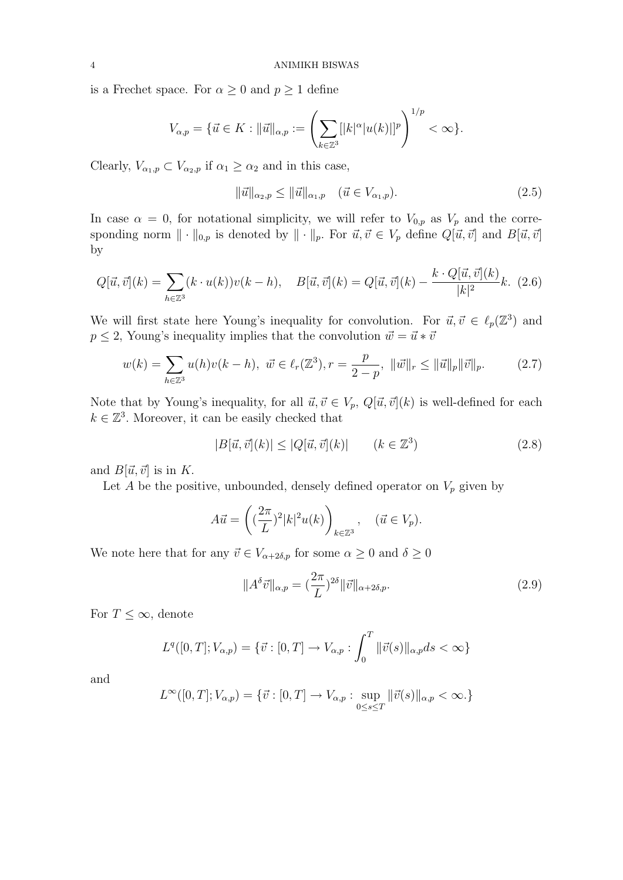is a Frechet space. For $\alpha \geq 0$ and $p \geq 1$ define

$$V_{\alpha,p} = \{\vec{u} \in K : \|\vec{u}\|_{\alpha,p} := \left( \sum_{k \in \mathbb{Z}^3} [|k|^\alpha |u(k)|]^p \right)^{1/p} < \infty \}.$$

Clearly, $V_{\alpha_1,p} \subset V_{\alpha_2,p}$ if $\alpha_1 \geq \alpha_2$ and in this case,

$$\|\vec{u}\|_{\alpha_2,p} \leq \|\vec{u}\|_{\alpha_1,p} \quad (\vec{u} \in V_{\alpha_1,p}). \tag{2.5}$$

In case $\alpha = 0$, for notational simplicity, we will refer to $V_{0,p}$ as $V_p$ and the corresponding norm $\| \cdot \|_{0,p}$ is denoted by $\| \cdot \|_p$. For $\vec{u}, \vec{v} \in V_p$ define $Q[\vec{u}, \vec{v}]$ and $B[\vec{u}, \vec{v}]$ by

$$Q[\vec{u}, \vec{v}](k) = \sum_{h \in \mathbb{Z}^3} (k \cdot u(k)) v(k-h), \quad B[\vec{u}, \vec{v}](k) = Q[\vec{u}, \vec{v}](k) - \frac{k \cdot Q[\vec{u}, \vec{v}](k)}{|k|^2} k. \tag{2.6}$$

We will first state here Young's inequality for convolution. For $\vec{u}, \vec{v} \in \ell_p(\mathbb{Z}^3)$ and $p \leq 2$, Young's inequality implies that the convolution $\vec{w} = \vec{u} * \vec{v}$

$$w(k) = \sum_{h \in \mathbb{Z}^3} u(h) v(k-h), \ \vec{w} \in \ell_r(\mathbb{Z}^3), r = \frac{p}{2-p}, \ \|\vec{w}\|_r \leq \|\vec{u}\|_p \|\vec{v}\|_p. \tag{2.7}$$

Note that by Young's inequality, for all $\vec{u}, \vec{v} \in V_p$, $Q[\vec{u}, \vec{v}](k)$ is well-defined for each $k \in \mathbb{Z}^3$. Moreover, it can be easily checked that

$$|B[\vec{u}, \vec{v}](k)| \leq |Q[\vec{u}, \vec{v}](k)| \qquad (k \in \mathbb{Z}^3) \tag{2.8}$$

and $B[\vec{u}, \vec{v}]$ is in $K$.

Let $A$ be the positive, unbounded, densely defined operator on $V_p$ given by

$$A\vec{u} = \left( (\frac{2\pi}{L})^2 |k|^2 u(k) \right)_{k \in \mathbb{Z}^3}, \quad (\vec{u} \in V_p).$$

We note here that for any $\vec{v} \in V_{\alpha+2\delta,p}$ for some $\alpha \geq 0$ and $\delta \geq 0$

$$\|A^\delta \vec{v}\|_{\alpha,p} = (\frac{2\pi}{L})^{2\delta} \|\vec{v}\|_{\alpha+2\delta,p}. \tag{2.9}$$

For $T \leq \infty$, denote

$$L^q([0,T]; V_{\alpha,p}) = \{\vec{v} : [0,T] \to V_{\alpha,p} : \int_0^T \|\vec{v}(s)\|_{\alpha,p} ds < \infty\}$$

and

$$L^\infty([0,T]; V_{\alpha,p}) = \{\vec{v} : [0,T] \to V_{\alpha,p} : \sup_{0 \leq s \leq T} \|\vec{v}(s)\|_{\alpha,p} < \infty.\}$$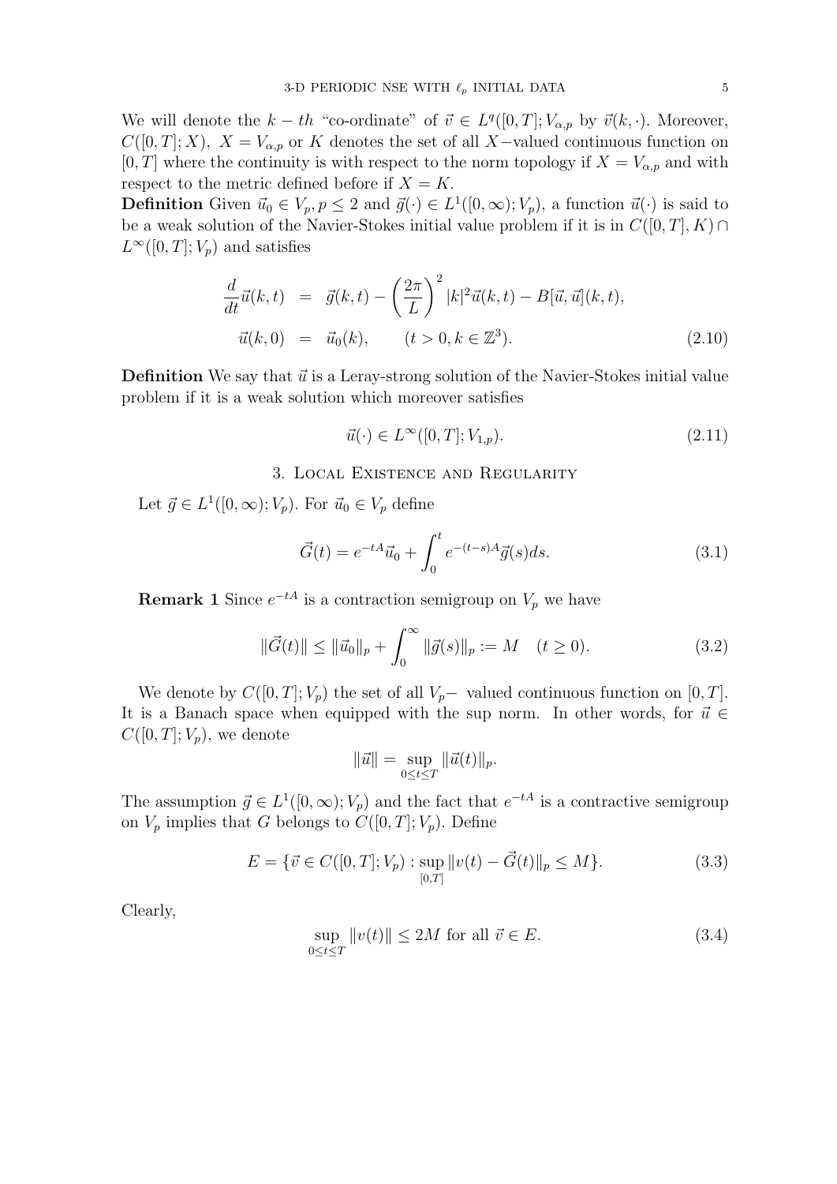We will denote the $k-th$ "co-ordinate" of $\vec{v} \in L^q([0,T]; V_{\alpha,p}$ by $\vec{v}(k,\cdot)$. Moreover, $C([0,T];X)$, $X = V_{\alpha,p}$ or $K$ denotes the set of all $X-$valued continuous function on $[0,T]$ where the continuity is with respect to the norm topology if $X = V_{\alpha,p}$ and with respect to the metric defined before if $X = K$.

**Definition** Given $\vec{u}_0 \in V_p, p \leq 2$ and $\vec{g}(\cdot) \in L^1([0,\infty); V_p)$, a function $\vec{u}(\cdot)$ is said to be a weak solution of the Navier-Stokes initial value problem if it is in $C([0,T],K) \cap L^\infty([0,T];V_p)$ and satisfies

$$
\begin{aligned}
\frac{d}{dt}\vec{u}(k,t) &= \vec{g}(k,t) - \left(\frac{2\pi}{L}\right)^2 |k|^2 \vec{u}(k,t) - B[\vec{u},\vec{u}](k,t), \\
\vec{u}(k,0) &= \vec{u}_0(k), \qquad (t > 0, k \in \mathbb{Z}^3).
\end{aligned}
\tag{2.10}
$$

**Definition** We say that $\vec{u}$ is a Leray-strong solution of the Navier-Stokes initial value problem if it is a weak solution which moreover satisfies

$$
\vec{u}(\cdot) \in L^\infty([0,T]; V_{1,p}). \tag{2.11}
$$

## 3. Local Existence and Regularity

Let $\vec{g} \in L^1([0,\infty); V_p)$. For $\vec{u}_0 \in V_p$ define

$$
\vec{G}(t) = e^{-tA}\vec{u}_0 + \int_0^t e^{-(t-s)A}\vec{g}(s)ds. \tag{3.1}
$$

**Remark 1** Since $e^{-tA}$ is a contraction semigroup on $V_p$ we have

$$
\|\vec{G}(t)\| \leq \|\vec{u}_0\|_p + \int_0^\infty \|\vec{g}(s)\|_p := M \quad (t \geq 0). \tag{3.2}
$$

We denote by $C([0,T]; V_p)$ the set of all $V_p-$ valued continuous function on $[0,T]$. It is a Banach space when equipped with the sup norm. In other words, for $\vec{u} \in C([0,T]; V_p)$, we denote

$$
\|\vec{u}\| = \sup_{0 \leq t \leq T} \|\vec{u}(t)\|_p.
$$

The assumption $\vec{g} \in L^1([0,\infty); V_p)$ and the fact that $e^{-tA}$ is a contractive semigroup on $V_p$ implies that $G$ belongs to $C([0,T]; V_p)$. Define

$$
E = \{\vec{v} \in C([0,T]; V_p) : \sup_{[0,T]} \|v(t) - \vec{G}(t)\|_p \leq M\}. \tag{3.3}
$$

Clearly,

$$
\sup_{0 \leq t \leq T} \|v(t)\| \leq 2M \text{ for all } \vec{v} \in E. \tag{3.4}
$$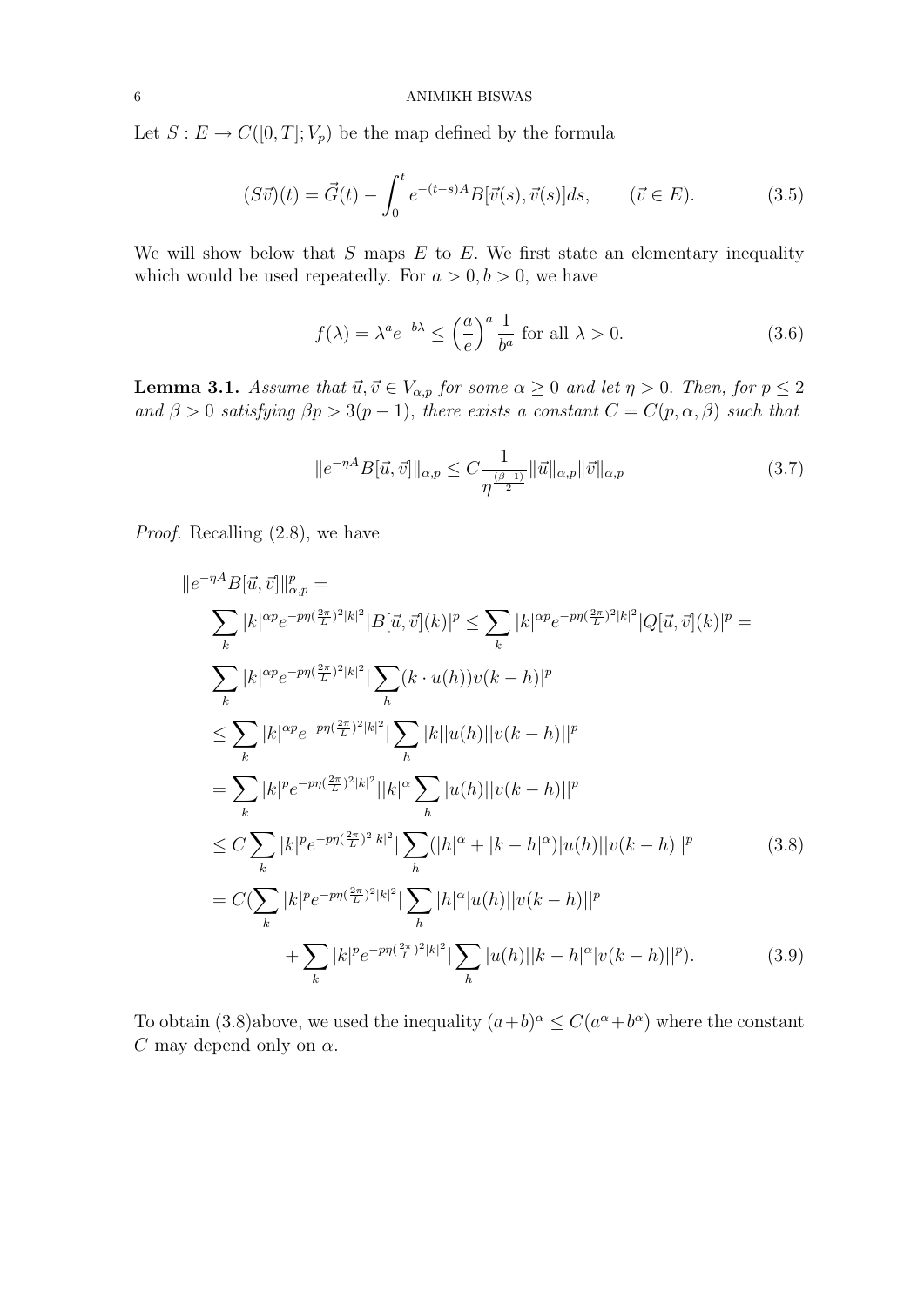Let $S : E \to C([0,T]; V_p)$ be the map defined by the formula

$$(S\vec{v})(t) = \vec{G}(t) - \int_0^t e^{-(t-s)A} B[\vec{v}(s), \vec{v}(s)]ds, \qquad (\vec{v} \in E). \tag{3.5}$$

We will show below that $S$ maps $E$ to $E$. We first state an elementary inequality which would be used repeatedly. For $a > 0, b > 0$, we have

$$f(\lambda) = \lambda^a e^{-b\lambda} \leq \left(\frac{a}{e}\right)^a \frac{1}{b^a} \text{ for all } \lambda > 0. \tag{3.6}$$

**Lemma 3.1.** *Assume that $\vec{u}, \vec{v} \in V_{\alpha,p}$ for some $\alpha \geq 0$ and let $\eta > 0$. Then, for $p \leq 2$ and $\beta > 0$ satisfying $\beta p > 3(p-1)$, there exists a constant $C = C(p, \alpha, \beta)$ such that*

$$\|e^{-\eta A} B[\vec{u}, \vec{v}]\|_{\alpha,p} \leq C \frac{1}{\eta^{\frac{(\beta+1)}{2}}} \|\vec{u}\|_{\alpha,p} \|\vec{v}\|_{\alpha,p} \tag{3.7}$$

*Proof.* Recalling (2.8), we have

$$\begin{aligned}
&\|e^{-\eta A} B[\vec{u}, \vec{v}]\|_{\alpha,p}^p = \\
&\quad \sum_k |k|^{\alpha p} e^{-p\eta(\frac{2\pi}{L})^2|k|^2} |B[\vec{u}, \vec{v}](k)|^p \leq \sum_k |k|^{\alpha p} e^{-p\eta(\frac{2\pi}{L})^2|k|^2} |Q[\vec{u}, \vec{v}](k)|^p = \\
&\quad \sum_k |k|^{\alpha p} e^{-p\eta(\frac{2\pi}{L})^2|k|^2} |\sum_h (k \cdot u(h)) v(k-h)|^p \\
&\quad \leq \sum_k |k|^{\alpha p} e^{-p\eta(\frac{2\pi}{L})^2|k|^2} |\sum_h |k||u(h)||v(k-h)||^p \\
&\quad = \sum_k |k|^p e^{-p\eta(\frac{2\pi}{L})^2|k|^2} ||k|^\alpha \sum_h |u(h)||v(k-h)||^p \\
&\quad \leq C \sum_k |k|^p e^{-p\eta(\frac{2\pi}{L})^2|k|^2} |\sum_h (|h|^\alpha + |k-h|^\alpha)|u(h)||v(k-h)||^p \qquad (3.8) \\
&\quad = C(\sum_k |k|^p e^{-p\eta(\frac{2\pi}{L})^2|k|^2} |\sum_h |h|^\alpha |u(h)||v(k-h)||^p \\
&\qquad\qquad + \sum_k |k|^p e^{-p\eta(\frac{2\pi}{L})^2|k|^2} |\sum_h |u(h)||k-h|^\alpha |v(k-h)||^p). \qquad (3.9)
\end{aligned}$$

To obtain (3.8)above, we used the inequality $(a+b)^\alpha \leq C(a^\alpha + b^\alpha)$ where the constant $C$ may depend only on $\alpha$.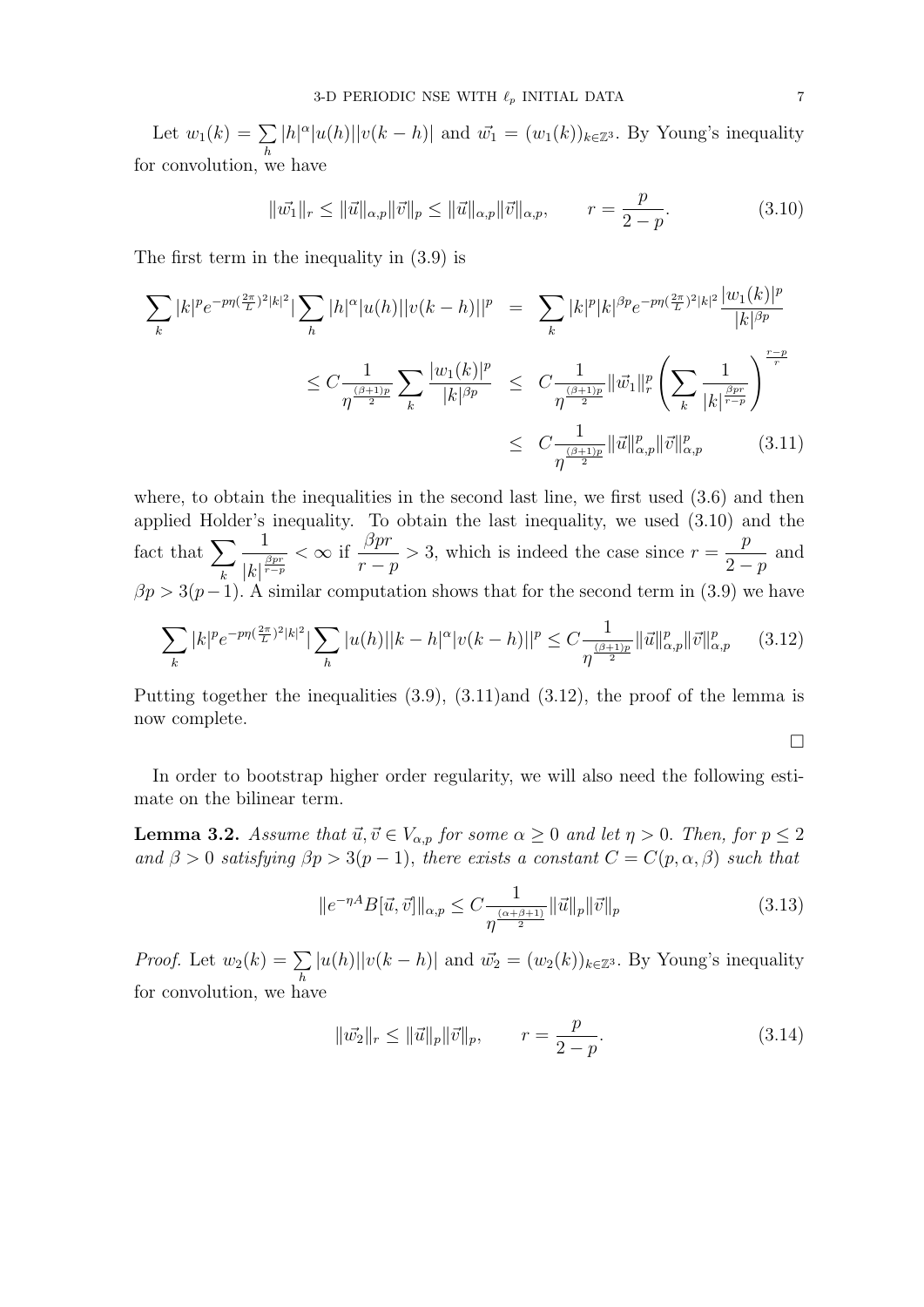Let $w_1(k) = \sum_h |h|^\alpha |u(h)||v(k-h)|$ and $\vec{w_1} = (w_1(k))_{k\in\mathbb{Z}^3}$. By Young's inequality for convolution, we have

$$\|\vec{w_1}\|_r \leq \|\vec{u}\|_{\alpha,p}\|\vec{v}\|_p \leq \|\vec{u}\|_{\alpha,p}\|\vec{v}\|_{\alpha,p}, \qquad r = \frac{p}{2-p}. \tag{3.10}$$

The first term in the inequality in (3.9) is

$$\begin{aligned}
\sum_k |k|^p e^{-p\eta(\frac{2\pi}{L})^2|k|^2}|\sum_h |h|^\alpha |u(h)||v(k-h)||^p &= \sum_k |k|^p |k|^{\beta p} e^{-p\eta(\frac{2\pi}{L})^2|k|^2}\frac{|w_1(k)|^p}{|k|^{\beta p}} \\
\leq C\frac{1}{\eta^{\frac{(\beta+1)p}{2}}}\sum_k \frac{|w_1(k)|^p}{|k|^{\beta p}} &\leq C\frac{1}{\eta^{\frac{(\beta+1)p}{2}}}\|\vec{w_1}\|_r^p\left(\sum_k \frac{1}{|k|^{\frac{\beta p r}{r-p}}}\right)^{\frac{r-p}{r}} \\
&\leq C\frac{1}{\eta^{\frac{(\beta+1)p}{2}}}\|\vec{u}\|_{\alpha,p}^p\|\vec{v}\|_{\alpha,p}^p
\end{aligned} \tag{3.11}$$

where, to obtain the inequalities in the second last line, we first used (3.6) and then applied Holder's inequality. To obtain the last inequality, we used (3.10) and the fact that $\sum_k \frac{1}{|k|^{\frac{\beta p r}{r-p}}} < \infty$ if $\frac{\beta p r}{r-p} > 3$, which is indeed the case since $r = \frac{p}{2-p}$ and $\beta p > 3(p-1)$. A similar computation shows that for the second term in (3.9) we have

$$\sum_k |k|^p e^{-p\eta(\frac{2\pi}{L})^2|k|^2}|\sum_h |u(h)||k-h|^\alpha |v(k-h)||^p \leq C\frac{1}{\eta^{\frac{(\beta+1)p}{2}}}\|\vec{u}\|_{\alpha,p}^p\|\vec{v}\|_{\alpha,p}^p \tag{3.12}$$

Putting together the inequalities (3.9), (3.11)and (3.12), the proof of the lemma is now complete.

□

In order to bootstrap higher order regularity, we will also need the following estimate on the bilinear term.

**Lemma 3.2.** *Assume that $\vec{u}, \vec{v} \in V_{\alpha,p}$ for some $\alpha \geq 0$ and let $\eta > 0$. Then, for $p \leq 2$ and $\beta > 0$ satisfying $\beta p > 3(p-1)$, there exists a constant $C = C(p, \alpha, \beta)$ such that*

$$\|e^{-\eta A}B[\vec{u}, \vec{v}]\|_{\alpha,p} \leq C\frac{1}{\eta^{\frac{(\alpha+\beta+1)}{2}}}\|\vec{u}\|_p\|\vec{v}\|_p \tag{3.13}$$

*Proof.* Let $w_2(k) = \sum_h |u(h)||v(k-h)|$ and $\vec{w_2} = (w_2(k))_{k\in\mathbb{Z}^3}$. By Young's inequality for convolution, we have

$$\|\vec{w_2}\|_r \leq \|\vec{u}\|_p\|\vec{v}\|_p, \qquad r = \frac{p}{2-p}. \tag{3.14}$$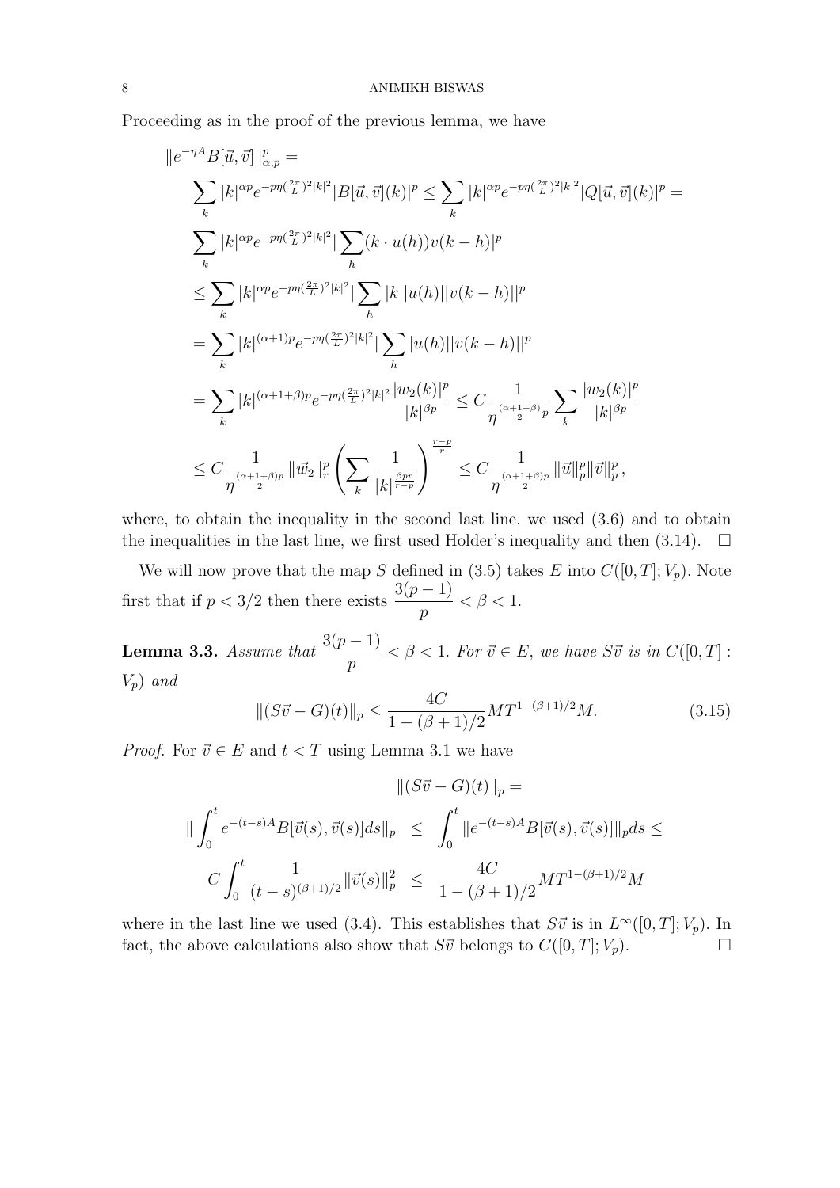Proceeding as in the proof of the previous lemma, we have

$$
\begin{aligned}
&\|e^{-\eta A}B[\vec{u},\vec{v}]\|_{\alpha,p}^p = \\
&\quad \sum_k |k|^{\alpha p} e^{-p\eta(\frac{2\pi}{L})^2|k|^2} |B[\vec{u},\vec{v}](k)|^p \le \sum_k |k|^{\alpha p} e^{-p\eta(\frac{2\pi}{L})^2|k|^2} |Q[\vec{u},\vec{v}](k)|^p = \\
&\quad \sum_k |k|^{\alpha p} e^{-p\eta(\frac{2\pi}{L})^2|k|^2} |\sum_h (k\cdot u(h)) v(k-h)|^p \\
&\quad \le \sum_k |k|^{\alpha p} e^{-p\eta(\frac{2\pi}{L})^2|k|^2} |\sum_h |k||u(h)||v(k-h)||^p \\
&\quad = \sum_k |k|^{(\alpha+1)p} e^{-p\eta(\frac{2\pi}{L})^2|k|^2} |\sum_h |u(h)||v(k-h)||^p \\
&\quad = \sum_k |k|^{(\alpha+1+\beta)p} e^{-p\eta(\frac{2\pi}{L})^2|k|^2} \frac{|w_2(k)|^p}{|k|^{\beta p}} \le C\frac{1}{\eta^{\frac{(\alpha+1+\beta)}{2}p}} \sum_k \frac{|w_2(k)|^p}{|k|^{\beta p}} \\
&\quad \le C\frac{1}{\eta^{\frac{(\alpha+1+\beta)p}{2}}} \|\vec{w}_2\|_r^p \left(\sum_k \frac{1}{|k|^{\frac{\beta p r}{r-p}}}\right)^{\frac{r-p}{r}} \le C\frac{1}{\eta^{\frac{(\alpha+1+\beta)p}{2}}} \|\vec{u}\|_p^p \|\vec{v}\|_p^p,
\end{aligned}
$$

where, to obtain the inequality in the second last line, we used (3.6) and to obtain the inequalities in the last line, we first used Holder's inequality and then (3.14). $\square$

We will now prove that the map $S$ defined in (3.5) takes $E$ into $C([0,T];V_p)$. Note first that if $p < 3/2$ then there exists $\dfrac{3(p-1)}{p} < \beta < 1$.

**Lemma 3.3.** *Assume that* $\dfrac{3(p-1)}{p} < \beta < 1$. *For* $\vec{v} \in E$, *we have* $S\vec{v}$ *is in* $C([0,T] : V_p)$ *and*

$$
\|(S\vec{v} - G)(t)\|_p \le \frac{4C}{1-(\beta+1)/2} M T^{1-(\beta+1)/2} M. \tag{3.15}
$$

*Proof.* For $\vec{v} \in E$ and $t < T$ using Lemma 3.1 we have

$$
\begin{aligned}
&\|(S\vec{v} - G)(t)\|_p = \\
\|\int_0^t e^{-(t-s)A} B[\vec{v}(s),\vec{v}(s)]ds\|_p &\le \int_0^t \|e^{-(t-s)A} B[\vec{v}(s),\vec{v}(s)]\|_p ds \le \\
C\int_0^t \frac{1}{(t-s)^{(\beta+1)/2}} \|\vec{v}(s)\|_p^2 &\le \frac{4C}{1-(\beta+1)/2} M T^{1-(\beta+1)/2} M
\end{aligned}
$$

where in the last line we used (3.4). This establishes that $S\vec{v}$ is in $L^\infty([0,T];V_p)$. In fact, the above calculations also show that $S\vec{v}$ belongs to $C([0,T];V_p)$. $\square$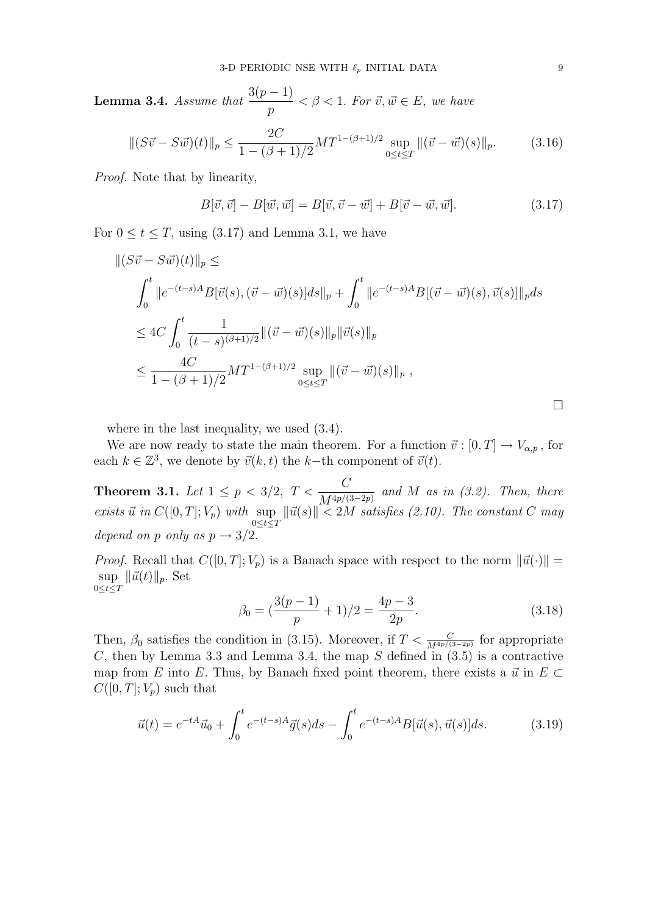**Lemma 3.4.** *Assume that* $\dfrac{3(p-1)}{p} < \beta < 1$. *For* $\vec{v}, \vec{w} \in E$, *we have*

$$\|(S\vec{v} - S\vec{w})(t)\|_p \leq \frac{2C}{1-(\beta+1)/2} M T^{1-(\beta+1)/2} \sup_{0 \leq t \leq T} \|(\vec{v} - \vec{w})(s)\|_p. \tag{3.16}$$

*Proof.* Note that by linearity,

$$B[\vec{v}, \vec{v}] - B[\vec{w}, \vec{w}] = B[\vec{v}, \vec{v} - \vec{w}] + B[\vec{v} - \vec{w}, \vec{w}]. \tag{3.17}$$

For $0 \leq t \leq T$, using (3.17) and Lemma 3.1, we have

$$\begin{aligned}
&\|(S\vec{v} - S\vec{w})(t)\|_p \leq \\
&\int_0^t \|e^{-(t-s)A} B[\vec{v}(s), (\vec{v} - \vec{w})(s)] ds\|_p + \int_0^t \|e^{-(t-s)A} B[(\vec{v} - \vec{w})(s), \vec{v}(s)]\|_p ds \\
&\leq 4C \int_0^t \frac{1}{(t-s)^{(\beta+1)/2}} \|(\vec{v} - \vec{w})(s)\|_p \|\vec{v}(s)\|_p \\
&\leq \frac{4C}{1-(\beta+1)/2} M T^{1-(\beta+1)/2} \sup_{0 \leq t \leq T} \|(\vec{v} - \vec{w})(s)\|_p \ ,
\end{aligned}$$

∎

where in the last inequality, we used (3.4).

We are now ready to state the main theorem. For a function $\vec{v} : [0, T] \to V_{\alpha,p}$, for each $k \in \mathbb{Z}^3$, we denote by $\vec{v}(k, t)$ the $k-$th component of $\vec{v}(t)$.

**Theorem 3.1.** *Let* $1 \leq p < 3/2$, $T < \frac{C}{M^{4p/(3-2p)}}$ *and* $M$ *as in (3.2). Then, there exists* $\vec{u}$ *in* $C([0, T]; V_p)$ *with* $\sup_{0 \leq t \leq T} \|\vec{u}(s)\| < 2M$ *satisfies (2.10). The constant* $C$ *may depend on* $p$ *only as* $p \to 3/2$.

*Proof.* Recall that $C([0, T]; V_p)$ is a Banach space with respect to the norm $\|\vec{u}(\cdot)\| = \sup_{0 \leq t \leq T} \|\vec{u}(t)\|_p$. Set

$$\beta_0 = (\frac{3(p-1)}{p} + 1)/2 = \frac{4p-3}{2p}. \tag{3.18}$$

Then, $\beta_0$ satisfies the condition in (3.15). Moreover, if $T < \frac{C}{M^{4p/(3-2p)}}$ for appropriate $C$, then by Lemma 3.3 and Lemma 3.4, the map $S$ defined in (3.5) is a contractive map from $E$ into $E$. Thus, by Banach fixed point theorem, there exists a $\vec{u}$ in $E \subset C([0, T]; V_p)$ such that

$$\vec{u}(t) = e^{-tA}\vec{u}_0 + \int_0^t e^{-(t-s)A}\vec{g}(s) ds - \int_0^t e^{-(t-s)A} B[\vec{u}(s), \vec{u}(s)] ds. \tag{3.19}$$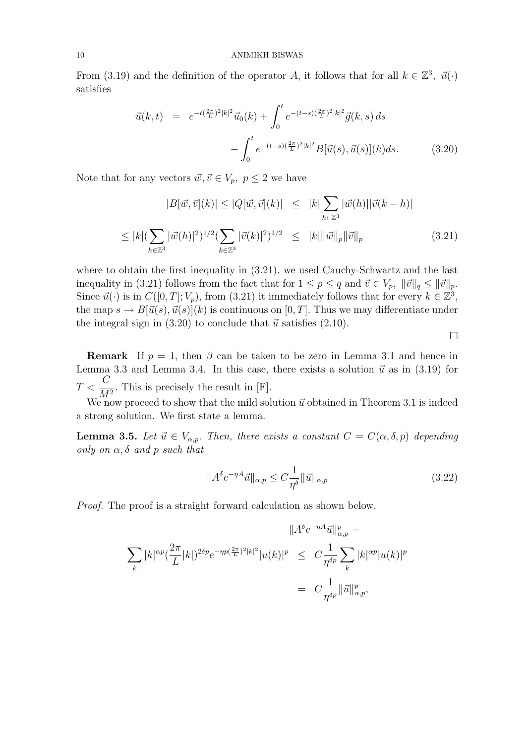From (3.19) and the definition of the operator $A$, it follows that for all $k \in \mathbb{Z}^3$, $\vec{u}(\cdot)$ satisfies

$$
\begin{aligned}
\vec{u}(k,t) &= e^{-t(\frac{2\pi}{L})^2|k|^2}\vec{u}_0(k) + \int_0^t e^{-(t-s)(\frac{2\pi}{L})^2|k|^2}\vec{g}(k,s)\,ds \\
&\quad - \int_0^t e^{-(t-s)(\frac{2\pi}{L})^2|k|^2} B[\vec{u}(s),\vec{u}(s)](k)ds. \qquad (3.20)
\end{aligned}
$$

Note that for any vectors $\vec{w},\vec{v} \in V_p,\ p \le 2$ we have

$$
\begin{aligned}
|B[\vec{w},\vec{v}](k)| \le |Q[\vec{w},\vec{v}](k)| &\le |k|\sum_{h\in\mathbb{Z}^3}|\vec{w}(h)||\vec{v}(k-h)| \\
\le |k|(\sum_{h\in\mathbb{Z}^3}|\vec{w}(h)|^2)^{1/2}(\sum_{k\in\mathbb{Z}^3}|\vec{v}(k)|^2)^{1/2} &\le |k|\|\vec{w}\|_p\|\vec{v}\|_p \qquad (3.21)
\end{aligned}
$$

where to obtain the first inequality in (3.21), we used Cauchy-Schwartz and the last inequality in (3.21) follows from the fact that for $1 \le p \le q$ and $\vec{v} \in V_p$, $\|\vec{v}\|_q \le \|\vec{v}\|_p$. Since $\vec{u}(\cdot)$ is in $C([0,T];V_p)$, from (3.21) it immediately follows that for every $k \in \mathbb{Z}^3$, the map $s \to B[\vec{u}(s),\vec{u}(s)](k)$ is continuous on $[0,T]$. Thus we may differentiate under the integral sign in (3.20) to conclude that $\vec{u}$ satisfies (2.10).

□

**Remark** If $p = 1$, then $\beta$ can be taken to be zero in Lemma 3.1 and hence in Lemma 3.3 and Lemma 3.4. In this case, there exists a solution $\vec{u}$ as in (3.19) for $T < \dfrac{C}{M^2}$. This is precisely the result in [F].

We now proceed to show that the mild solution $\vec{u}$ obtained in Theorem 3.1 is indeed a strong solution. We first state a lemma.

**Lemma 3.5.** *Let $\vec{u} \in V_{\alpha,p}$. Then, there exists a constant $C = C(\alpha,\delta,p)$ depending only on $\alpha,\delta$ and $p$ such that*

$$
\|A^\delta e^{-\eta A}\vec{u}\|_{\alpha,p} \le C\frac{1}{\eta^\delta}\|\vec{u}\|_{\alpha,p} \qquad (3.22)
$$

*Proof.* The proof is a straight forward calculation as shown below.

$$
\begin{aligned}
&\|A^\delta e^{-\eta A}\vec{u}\|_{\alpha,p}^p = \\
\sum_k |k|^{\alpha p}(\frac{2\pi}{L}|k|)^{2\delta p}e^{-\eta p(\frac{2\pi}{L})^2|k|^2}|u(k)|^p &\le C\frac{1}{\eta^{\delta p}}\sum_k |k|^{\alpha p}|u(k)|^p \\
&= C\frac{1}{\eta^{\delta p}}\|\vec{u}\|_{\alpha,p}^p,
\end{aligned}
$$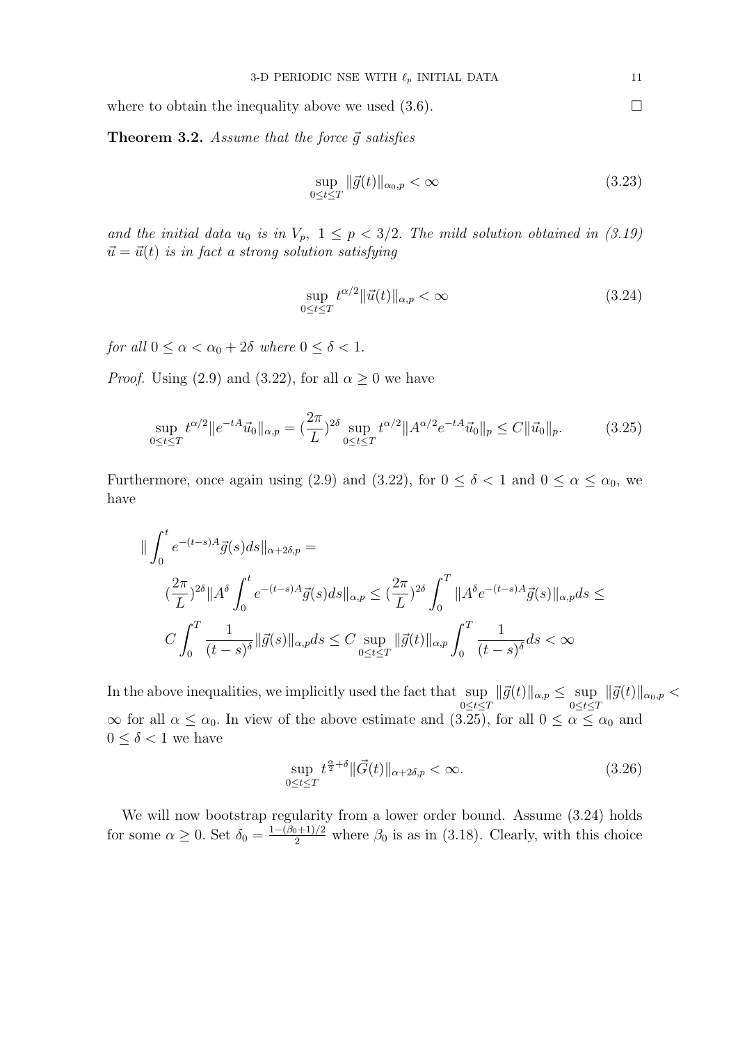where to obtain the inequality above we used (3.6). $\square$

**Theorem 3.2.** *Assume that the force $\vec{g}$ satisfies*

$$\sup_{0\le t\le T} \|\vec{g}(t)\|_{\alpha_0,p} < \infty \tag{3.23}$$

*and the initial data $u_0$ is in $V_p$, $1 \le p < 3/2$. The mild solution obtained in (3.19) $\vec{u} = \vec{u}(t)$ is in fact a strong solution satisfying*

$$\sup_{0\le t\le T} t^{\alpha/2} \|\vec{u}(t)\|_{\alpha,p} < \infty \tag{3.24}$$

*for all $0 \le \alpha < \alpha_0 + 2\delta$ where $0 \le \delta < 1$.*

*Proof.* Using (2.9) and (3.22), for all $\alpha \ge 0$ we have

$$\sup_{0\le t\le T} t^{\alpha/2} \|e^{-tA}\vec{u}_0\|_{\alpha,p} = (\frac{2\pi}{L})^{2\delta} \sup_{0\le t\le T} t^{\alpha/2} \|A^{\alpha/2}e^{-tA}\vec{u}_0\|_p \le C\|\vec{u}_0\|_p. \tag{3.25}$$

Furthermore, once again using (2.9) and (3.22), for $0 \le \delta < 1$ and $0 \le \alpha \le \alpha_0$, we have

$$\begin{aligned}
&\|\int_0^t e^{-(t-s)A}\vec{g}(s)ds\|_{\alpha+2\delta,p} = \\
&\quad (\frac{2\pi}{L})^{2\delta} \|A^{\delta}\int_0^t e^{-(t-s)A}\vec{g}(s)ds\|_{\alpha,p} \le (\frac{2\pi}{L})^{2\delta} \int_0^T \|A^{\delta}e^{-(t-s)A}\vec{g}(s)\|_{\alpha,p}ds \le \\
&\quad C\int_0^T \frac{1}{(t-s)^{\delta}} \|\vec{g}(s)\|_{\alpha,p}ds \le C \sup_{0\le t\le T} \|\vec{g}(t)\|_{\alpha,p} \int_0^T \frac{1}{(t-s)^{\delta}}ds < \infty
\end{aligned}$$

In the above inequalities, we implicitly used the fact that $\sup_{0\le t\le T} \|\vec{g}(t)\|_{\alpha,p} \le \sup_{0\le t\le T} \|\vec{g}(t)\|_{\alpha_0,p} < \infty$ for all $\alpha \le \alpha_0$. In view of the above estimate and (3.25), for all $0 \le \alpha \le \alpha_0$ and $0 \le \delta < 1$ we have

$$\sup_{0\le t\le T} t^{\frac{\alpha}{2}+\delta} \|\vec{G}(t)\|_{\alpha+2\delta,p} < \infty. \tag{3.26}$$

We will now bootstrap regularity from a lower order bound. Assume (3.24) holds for some $\alpha \ge 0$. Set $\delta_0 = \frac{1-(\beta_0+1)/2}{2}$ where $\beta_0$ is as in (3.18). Clearly, with this choice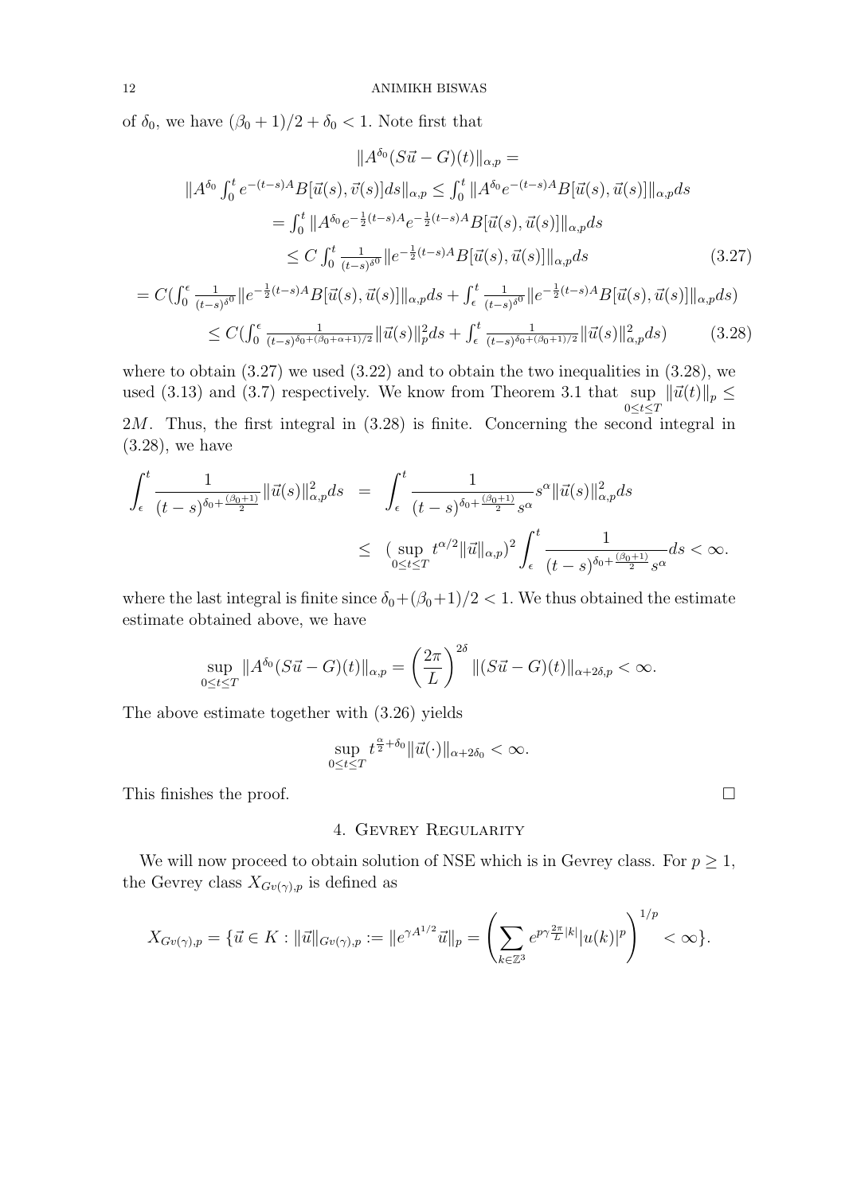of $\delta_0$, we have $(\beta_0+1)/2+\delta_0<1$. Note first that

$$
\begin{aligned}
&\|A^{\delta_0}(S\vec{u}-G)(t)\|_{\alpha,p} = \\
&\|A^{\delta_0}\int_0^t e^{-(t-s)A}B[\vec{u}(s),\vec{v}(s)]ds\|_{\alpha,p} \le \int_0^t \|A^{\delta_0}e^{-(t-s)A}B[\vec{u}(s),\vec{u}(s)]\|_{\alpha,p}ds \\
&= \int_0^t \|A^{\delta_0}e^{-\frac{1}{2}(t-s)A}e^{-\frac{1}{2}(t-s)A}B[\vec{u}(s),\vec{u}(s)]\|_{\alpha,p}ds \\
&\le C\int_0^t \frac{1}{(t-s)^{\delta^0}}\|e^{-\frac{1}{2}(t-s)A}B[\vec{u}(s),\vec{u}(s)]\|_{\alpha,p}ds \qquad (3.27)
\end{aligned}
$$

$$
\begin{aligned}
&= C\Big(\int_0^\epsilon \frac{1}{(t-s)^{\delta^0}}\|e^{-\frac{1}{2}(t-s)A}B[\vec{u}(s),\vec{u}(s)]\|_{\alpha,p}ds + \int_\epsilon^t \frac{1}{(t-s)^{\delta^0}}\|e^{-\frac{1}{2}(t-s)A}B[\vec{u}(s),\vec{u}(s)]\|_{\alpha,p}ds\Big) \\
&\le C\Big(\int_0^\epsilon \frac{1}{(t-s)^{\delta_0+(\beta_0+\alpha+1)/2}}\|\vec{u}(s)\|_p^2 ds + \int_\epsilon^t \frac{1}{(t-s)^{\delta_0+(\beta_0+1)/2}}\|\vec{u}(s)\|_{\alpha,p}^2 ds\Big) \qquad (3.28)
\end{aligned}
$$

where to obtain (3.27) we used (3.22) and to obtain the two inequalities in (3.28), we used (3.13) and (3.7) respectively. We know from Theorem 3.1 that $\sup_{0\le t\le T}\|\vec{u}(t)\|_p \le 2M$. Thus, the first integral in (3.28) is finite. Concerning the second integral in (3.28), we have

$$
\begin{aligned}
\int_\epsilon^t \frac{1}{(t-s)^{\delta_0+\frac{(\beta_0+1)}{2}}}\|\vec{u}(s)\|_{\alpha,p}^2 ds &= \int_\epsilon^t \frac{1}{(t-s)^{\delta_0+\frac{(\beta_0+1)}{2}}s^\alpha}s^\alpha\|\vec{u}(s)\|_{\alpha,p}^2 ds \\
&\le \big(\sup_{0\le t\le T} t^{\alpha/2}\|\vec{u}\|_{\alpha,p}\big)^2 \int_\epsilon^t \frac{1}{(t-s)^{\delta_0+\frac{(\beta_0+1)}{2}}s^\alpha}ds < \infty.
\end{aligned}
$$

where the last integral is finite since $\delta_0+(\beta_0+1)/2<1$. We thus obtained the estimate estimate obtained above, we have

$$
\sup_{0\le t\le T}\|A^{\delta_0}(S\vec{u}-G)(t)\|_{\alpha,p} = \left(\frac{2\pi}{L}\right)^{2\delta}\|(S\vec{u}-G)(t)\|_{\alpha+2\delta,p} < \infty.
$$

The above estimate together with (3.26) yields

$$
\sup_{0\le t\le T} t^{\frac{\alpha}{2}+\delta_0}\|\vec{u}(\cdot)\|_{\alpha+2\delta_0} < \infty.
$$

This finishes the proof. $\square$

## 4. Gevrey Regularity

We will now proceed to obtain solution of NSE which is in Gevrey class. For $p\ge 1$, the Gevrey class $X_{Gv(\gamma),p}$ is defined as

$$
X_{Gv(\gamma),p} = \{\vec{u}\in K : \|\vec{u}\|_{Gv(\gamma),p} := \|e^{\gamma A^{1/2}}\vec{u}\|_p = \left(\sum_{k\in\mathbb{Z}^3} e^{p\gamma\frac{2\pi}{L}|k|}|u(k)|^p\right)^{1/p} < \infty\}.
$$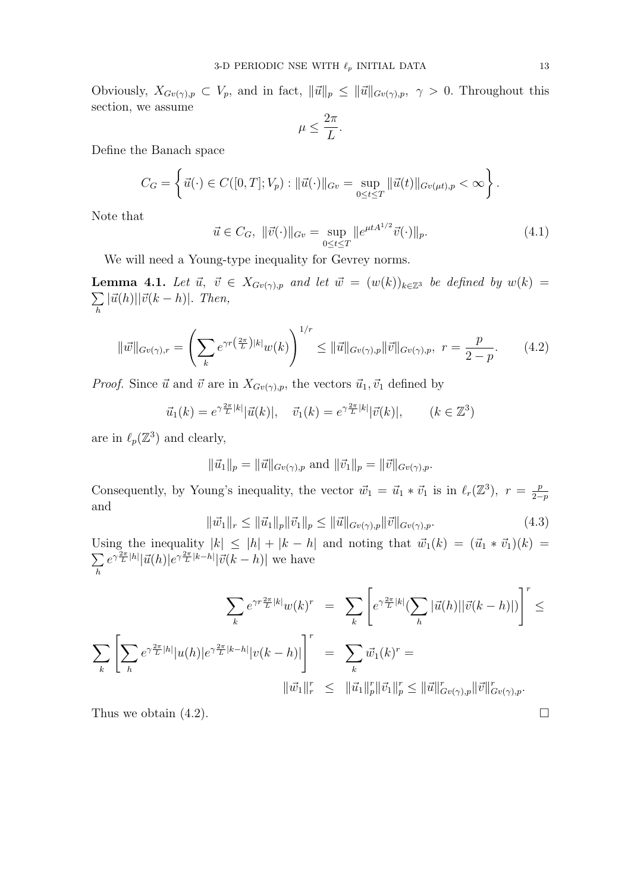Obviously, $X_{Gv(\gamma),p} \subset V_p$, and in fact, $\|\vec{u}\|_p \leq \|\vec{u}\|_{Gv(\gamma),p}$, $\gamma > 0$. Throughout this section, we assume

$$\mu \leq \frac{2\pi}{L}.$$

Define the Banach space

$$C_G = \left\{ \vec{u}(\cdot) \in C([0,T]; V_p) : \|\vec{u}(\cdot)\|_{Gv} = \sup_{0 \leq t \leq T} \|\vec{u}(t)\|_{Gv(\mu t),p} < \infty \right\}.$$

Note that

$$\vec{u} \in C_G, \ \|\vec{v}(\cdot)\|_{Gv} = \sup_{0 \leq t \leq T} \|e^{\mu t A^{1/2}} \vec{v}(\cdot)\|_p. \tag{4.1}$$

We will need a Young-type inequality for Gevrey norms.

**Lemma 4.1.** *Let $\vec{u}, \ \vec{v} \in X_{Gv(\gamma),p}$ and let $\vec{w} = (w(k))_{k \in \mathbb{Z}^3}$ be defined by $w(k) = \sum_h |\vec{u}(h)||\vec{v}(k-h)|$. Then,*

$$\|\vec{w}\|_{Gv(\gamma),r} = \left( \sum_k e^{\gamma r \left(\frac{2\pi}{L}\right)|k|} w(k) \right)^{1/r} \leq \|\vec{u}\|_{Gv(\gamma),p} \|\vec{v}\|_{Gv(\gamma),p}, \ r = \frac{p}{2-p}. \tag{4.2}$$

*Proof.* Since $\vec{u}$ and $\vec{v}$ are in $X_{Gv(\gamma),p}$, the vectors $\vec{u}_1, \vec{v}_1$ defined by

$$\vec{u}_1(k) = e^{\gamma \frac{2\pi}{L}|k|} |\vec{u}(k)|, \quad \vec{v}_1(k) = e^{\gamma \frac{2\pi}{L}|k|} |\vec{v}(k)|, \qquad (k \in \mathbb{Z}^3)$$

are in $\ell_p(\mathbb{Z}^3)$ and clearly,

$$\|\vec{u}_1\|_p = \|\vec{u}\|_{Gv(\gamma),p} \text{ and } \|\vec{v}_1\|_p = \|\vec{v}\|_{Gv(\gamma),p}.$$

Consequently, by Young's inequality, the vector $\vec{w}_1 = \vec{u}_1 * \vec{v}_1$ is in $\ell_r(\mathbb{Z}^3)$, $r = \frac{p}{2-p}$ and

$$\|\vec{w}_1\|_r \leq \|\vec{u}_1\|_p \|\vec{v}_1\|_p \leq \|\vec{u}\|_{Gv(\gamma),p} \|\vec{v}\|_{Gv(\gamma),p}. \tag{4.3}$$

Using the inequality $|k| \leq |h| + |k-h|$ and noting that $\vec{w}_1(k) = (\vec{u}_1 * \vec{v}_1)(k) = \sum_h e^{\gamma \frac{2\pi}{L}|h|} |\vec{u}(h)| e^{\gamma \frac{2\pi}{L}|k-h|} |\vec{v}(k-h)|$ we have

$$\begin{aligned}
\sum_k e^{\gamma r \frac{2\pi}{L}|k|} w(k)^r &= \sum_k \left[ e^{\gamma \frac{2\pi}{L}|k|} \Big(\sum_h |\vec{u}(h)||\vec{v}(k-h)|\Big) \right]^r \leq \\
\sum_k \left[ \sum_h e^{\gamma \frac{2\pi}{L}|h|} |u(h)| e^{\gamma \frac{2\pi}{L}|k-h|} |v(k-h)| \right]^r &= \sum_k \vec{w}_1(k)^r = \\
\|\vec{w}_1\|_r^r &\leq \|\vec{u}_1\|_p^r \|\vec{v}_1\|_p^r \leq \|\vec{u}\|_{Gv(\gamma),p}^r \|\vec{v}\|_{Gv(\gamma),p}^r.
\end{aligned}$$

Thus we obtain (4.2). $\square$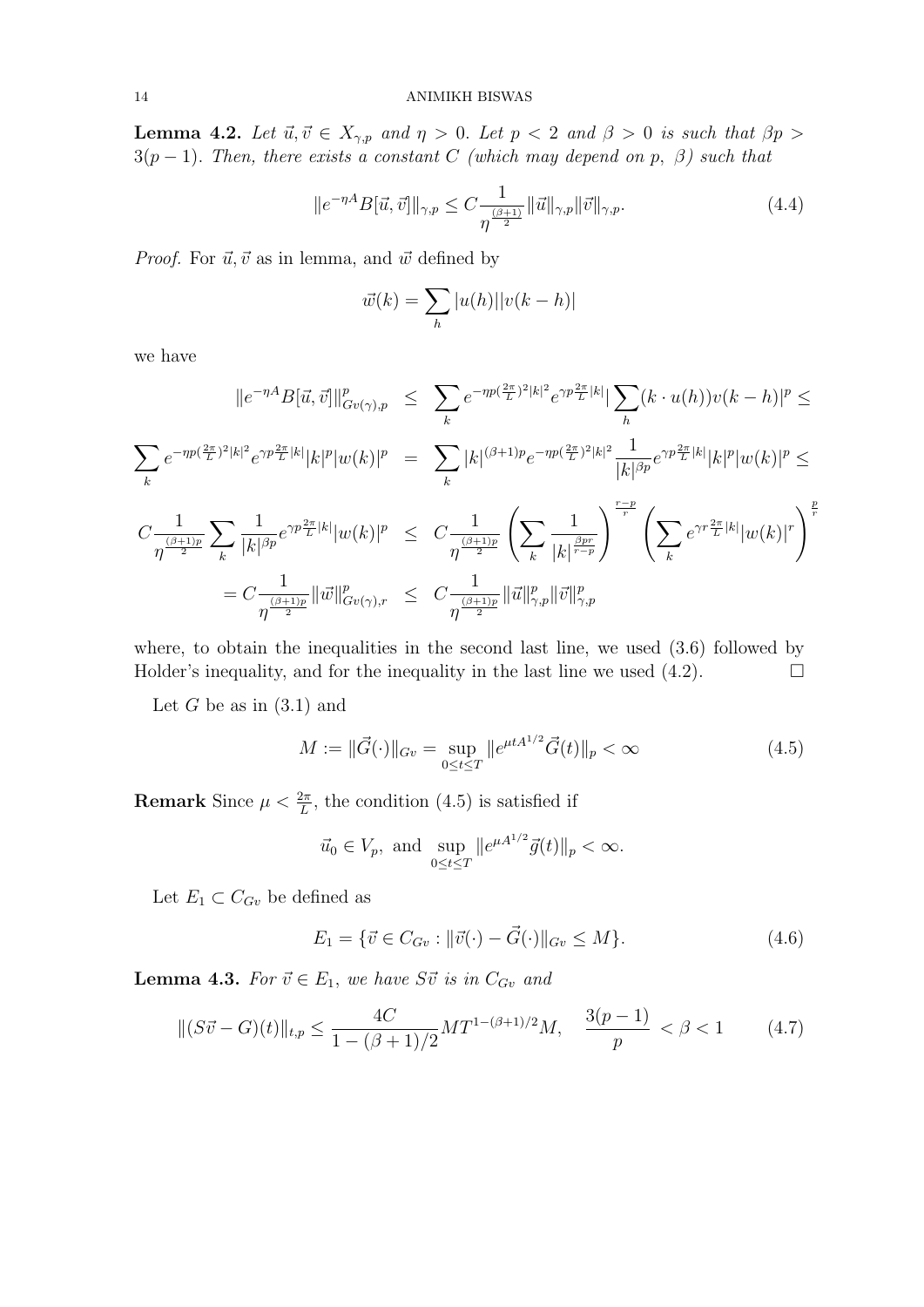**Lemma 4.2.** *Let $\vec{u}, \vec{v} \in X_{\gamma,p}$ and $\eta > 0$. Let $p < 2$ and $\beta > 0$ is such that $\beta p > 3(p-1)$. Then, there exists a constant $C$ (which may depend on $p$, $\beta$) such that*

$$\|e^{-\eta A} B[\vec{u}, \vec{v}]\|_{\gamma,p} \leq C \frac{1}{\eta^{\frac{(\beta+1)}{2}}} \|\vec{u}\|_{\gamma,p} \|\vec{v}\|_{\gamma,p}. \tag{4.4}$$

*Proof.* For $\vec{u}, \vec{v}$ as in lemma, and $\vec{w}$ defined by

$$\vec{w}(k) = \sum_h |u(h)||v(k-h)|$$

we have

$$\begin{aligned}
\|e^{-\eta A} B[\vec{u}, \vec{v}]\|^p_{Gv(\gamma),p} &\leq \sum_k e^{-\eta p (\frac{2\pi}{L})^2 |k|^2} e^{\gamma p \frac{2\pi}{L}|k|} |\sum_h (k \cdot u(h)) v(k-h)|^p \leq \\
\sum_k e^{-\eta p (\frac{2\pi}{L})^2 |k|^2} e^{\gamma p \frac{2\pi}{L}|k|} |k|^p |w(k)|^p &= \sum_k |k|^{(\beta+1)p} e^{-\eta p (\frac{2\pi}{L})^2 |k|^2} \frac{1}{|k|^{\beta p}} e^{\gamma p \frac{2\pi}{L}|k|} |k|^p |w(k)|^p \leq \\
C \frac{1}{\eta^{\frac{(\beta+1)p}{2}}} \sum_k \frac{1}{|k|^{\beta p}} e^{\gamma p \frac{2\pi}{L}|k|} |w(k)|^p &\leq C \frac{1}{\eta^{\frac{(\beta+1)p}{2}}} \left( \sum_k \frac{1}{|k|^{\frac{\beta p r}{r-p}}} \right)^{\frac{r-p}{r}} \left( \sum_k e^{\gamma r \frac{2\pi}{L}|k|} |w(k)|^r \right)^{\frac{p}{r}} \\
= C \frac{1}{\eta^{\frac{(\beta+1)p}{2}}} \|\vec{w}\|^p_{Gv(\gamma),r} &\leq C \frac{1}{\eta^{\frac{(\beta+1)p}{2}}} \|\vec{u}\|^p_{\gamma,p} \|\vec{v}\|^p_{\gamma,p}
\end{aligned}$$

where, to obtain the inequalities in the second last line, we used (3.6) followed by Holder's inequality, and for the inequality in the last line we used (4.2). $\square$

Let $G$ be as in (3.1) and

$$M := \|\vec{G}(\cdot)\|_{Gv} = \sup_{0 \leq t \leq T} \|e^{\mu t A^{1/2}} \vec{G}(t)\|_p < \infty \tag{4.5}$$

**Remark** Since $\mu < \frac{2\pi}{L}$, the condition (4.5) is satisfied if

$$\vec{u}_0 \in V_p, \text{ and } \sup_{0 \leq t \leq T} \|e^{\mu A^{1/2}} \vec{g}(t)\|_p < \infty.$$

Let $E_1 \subset C_{Gv}$ be defined as

$$E_1 = \{\vec{v} \in C_{Gv} : \|\vec{v}(\cdot) - \vec{G}(\cdot)\|_{Gv} \leq M\}. \tag{4.6}$$

**Lemma 4.3.** *For $\vec{v} \in E_1$, we have $S\vec{v}$ is in $C_{Gv}$ and*

$$\|(S\vec{v} - G)(t)\|_{t,p} \leq \frac{4C}{1 - (\beta+1)/2} M T^{1-(\beta+1)/2} M, \quad \frac{3(p-1)}{p} < \beta < 1 \tag{4.7}$$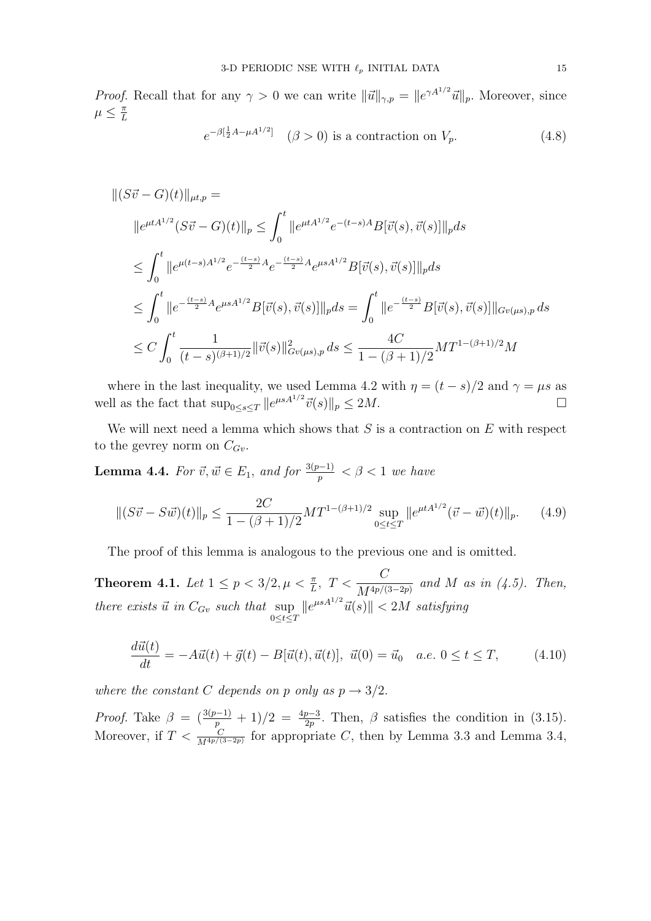*Proof.* Recall that for any $\gamma > 0$ we can write $\|\vec{u}\|_{\gamma,p} = \|e^{\gamma A^{1/2}}\vec{u}\|_p$. Moreover, since $\mu \leq \frac{\pi}{L}$

$$e^{-\beta[\frac{1}{2}A - \mu A^{1/2}]} \quad (\beta > 0) \text{ is a contraction on } V_p. \tag{4.8}$$

$$\begin{aligned}
&\|(S\vec{v} - G)(t)\|_{\mu t,p} = \\
&\|e^{\mu t A^{1/2}}(S\vec{v} - G)(t)\|_p \leq \int_0^t \|e^{\mu t A^{1/2}} e^{-(t-s)A} B[\vec{v}(s), \vec{v}(s)]\|_p ds \\
&\leq \int_0^t \|e^{\mu(t-s)A^{1/2}} e^{-\frac{(t-s)}{2}A} e^{-\frac{(t-s)}{2}A} e^{\mu s A^{1/2}} B[\vec{v}(s), \vec{v}(s)]\|_p ds \\
&\leq \int_0^t \|e^{-\frac{(t-s)}{2}A} e^{\mu s A^{1/2}} B[\vec{v}(s), \vec{v}(s)]\|_p ds = \int_0^t \|e^{-\frac{(t-s)}{2}} B[\vec{v}(s), \vec{v}(s)]\|_{Gv(\mu s),p}\, ds \\
&\leq C \int_0^t \frac{1}{(t-s)^{(\beta+1)/2}} \|\vec{v}(s)\|^2_{Gv(\mu s),p}\, ds \leq \frac{4C}{1 - (\beta+1)/2} M T^{1-(\beta+1)/2} M
\end{aligned}$$

where in the last inequality, we used Lemma 4.2 with $\eta = (t-s)/2$ and $\gamma = \mu s$ as well as the fact that $\sup_{0 \leq s \leq T} \|e^{\mu s A^{1/2}}\vec{v}(s)\|_p \leq 2M$. □

We will next need a lemma which shows that $S$ is a contraction on $E$ with respect to the gevrey norm on $C_{Gv}$.

**Lemma 4.4.** *For $\vec{v}, \vec{w} \in E_1$, and for $\frac{3(p-1)}{p} < \beta < 1$ we have*

$$\|(S\vec{v} - S\vec{w})(t)\|_p \leq \frac{2C}{1 - (\beta+1)/2} M T^{1-(\beta+1)/2} \sup_{0 \leq t \leq T} \|e^{\mu t A^{1/2}}(\vec{v} - \vec{w})(t)\|_p. \tag{4.9}$$

The proof of this lemma is analogous to the previous one and is omitted.

**Theorem 4.1.** *Let $1 \leq p < 3/2, \mu < \frac{\pi}{L},\ T < \dfrac{C}{M^{4p/(3-2p)}}$ and $M$ as in (4.5). Then, there exists $\vec{u}$ in $C_{Gv}$ such that $\sup\limits_{0 \leq t \leq T} \|e^{\mu s A^{1/2}}\vec{u}(s)\| < 2M$ satisfying*

$$\frac{d\vec{u}(t)}{dt} = -A\vec{u}(t) + \vec{g}(t) - B[\vec{u}(t), \vec{u}(t)],\ \vec{u}(0) = \vec{u}_0 \quad a.e.\ 0 \leq t \leq T, \tag{4.10}$$

*where the constant $C$ depends on $p$ only as $p \to 3/2$.*

*Proof.* Take $\beta = (\frac{3(p-1)}{p} + 1)/2 = \frac{4p-3}{2p}$. Then, $\beta$ satisfies the condition in (3.15). Moreover, if $T < \frac{C}{M^{4p/(3-2p)}}$ for appropriate $C$, then by Lemma 3.3 and Lemma 3.4,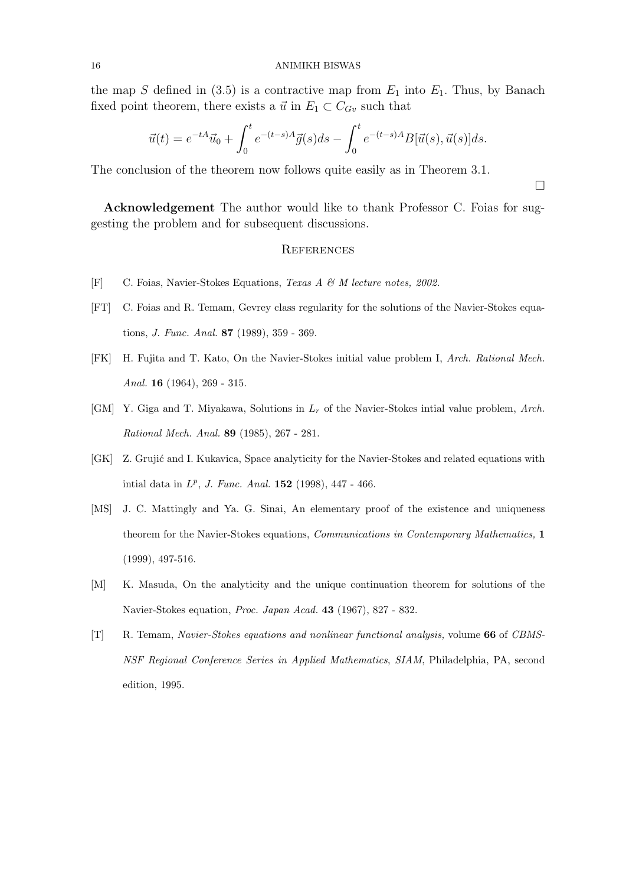the map $S$ defined in (3.5) is a contractive map from $E_1$ into $E_1$. Thus, by Banach fixed point theorem, there exists a $\vec{u}$ in $E_1 \subset C_{Gv}$ such that

$$\vec{u}(t) = e^{-tA}\vec{u}_0 + \int_0^t e^{-(t-s)A}\vec{g}(s)ds - \int_0^t e^{-(t-s)A}B[\vec{u}(s), \vec{u}(s)]ds.$$

The conclusion of the theorem now follows quite easily as in Theorem 3.1.

□

**Acknowledgement** The author would like to thank Professor C. Foias for suggesting the problem and for subsequent discussions.

## References

[F] C. Foias, Navier-Stokes Equations, *Texas A & M lecture notes, 2002.*

[FT] C. Foias and R. Temam, Gevrey class regularity for the solutions of the Navier-Stokes equations, *J. Func. Anal.* **87** (1989), 359 - 369.

[FK] H. Fujita and T. Kato, On the Navier-Stokes initial value problem I, *Arch. Rational Mech. Anal.* **16** (1964), 269 - 315.

[GM] Y. Giga and T. Miyakawa, Solutions in $L_r$ of the Navier-Stokes intial value problem, *Arch. Rational Mech. Anal.* **89** (1985), 267 - 281.

[GK] Z. Grujić and I. Kukavica, Space analyticity for the Navier-Stokes and related equations with intial data in $L^p$, *J. Func. Anal.* **152** (1998), 447 - 466.

[MS] J. C. Mattingly and Ya. G. Sinai, An elementary proof of the existence and uniqueness theorem for the Navier-Stokes equations, *Communications in Contemporary Mathematics,* **1** (1999), 497-516.

[M] K. Masuda, On the analyticity and the unique continuation theorem for solutions of the Navier-Stokes equation, *Proc. Japan Acad.* **43** (1967), 827 - 832.

[T] R. Temam, *Navier-Stokes equations and nonlinear functional analysis,* volume **66** of *CBMS-NSF Regional Conference Series in Applied Mathematics*, *SIAM*, Philadelphia, PA, second edition, 1995.